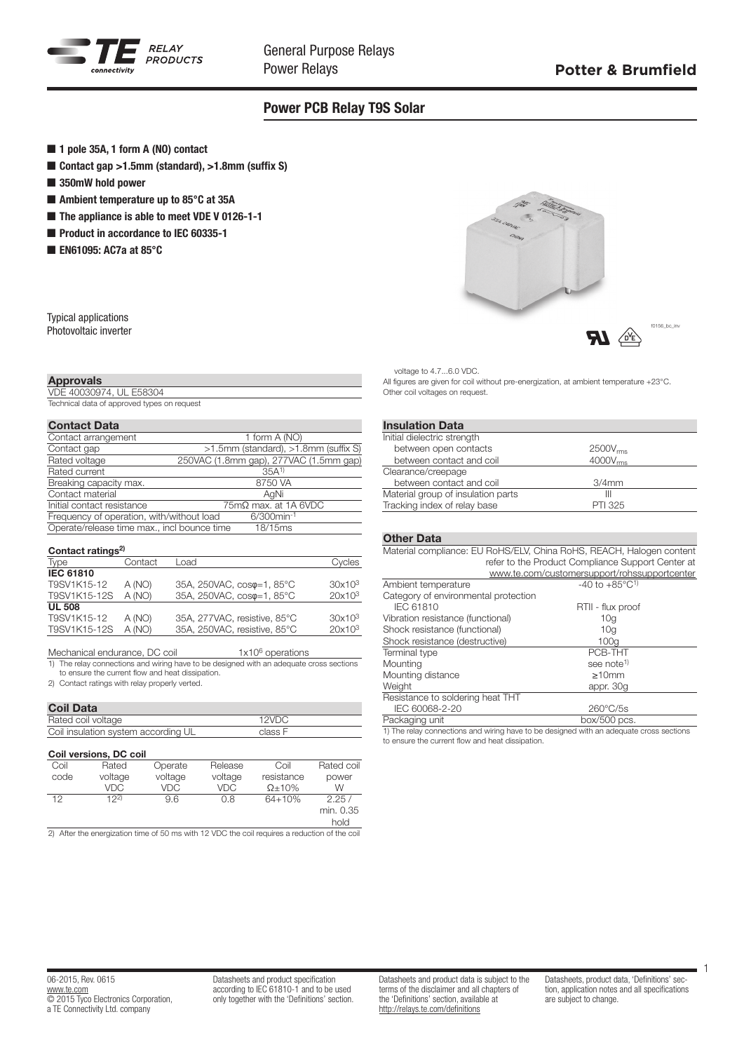# Power PCB Relay T9S Solar

- **1 pole 35A, 1 form A (NO) contact**
- **Contact gap >1.5mm (standard), >1.8mm (suffix S)**
- **350mW hold power**
- **Ambient temperature up to 85°C at 35A**
- **The appliance is able to meet VDE V 0126-1-1**
- **Product in accordance to IEC 60335-1**
- **EN61095: AC7a at 85°C**

Typical applications
Photovoltaic inverter

## Approvals

VDE 40030974, UL E58304
Technical data of approved types on request

## Contact Data

| | |
|---|---|
| Contact arrangement | 1 form A (NO) |
| Contact gap | >1.5mm (standard), >1.8mm (suffix S) |
| Rated voltage | 250VAC (1.8mm gap), 277VAC (1.5mm gap) |
| Rated current | 35A[1] |
| Breaking capacity max. | 8750 VA |
| Contact material | AgNi |
| Initial contact resistance | 75mΩ max. at 1A 6VDC |
| Frequency of operation, with/without load | 6/300min$^{-1}$ |
| Operate/release time max., incl bounce time | 18/15ms |

### Contact ratings[2]

| Type | Contact | Load | Cycles |
|---|---|---|---|
| **IEC 61810** | | | |
| T9SV1K15-12 | A (NO) | 35A, 250VAC, cosφ=1, 85°C | 30x10$^3$ |
| T9SV1K15-12S | A (NO) | 35A, 250VAC, cosφ=1, 85°C | 20x10$^3$ |
| **UL 508** | | | |
| T9SV1K15-12 | A (NO) | 35A, 277VAC, resistive, 85°C | 30x10$^3$ |
| T9SV1K15-12S | A (NO) | 35A, 250VAC, resistive, 85°C | 20x10$^3$ |

Mechanical endurance, DC coil 1x10$^6$ operations

1) The relay connections and wiring have to be designed with an adequate cross sections to ensure the current flow and heat dissipation.
2) Contact ratings with relay properly verted.

## Coil Data

| | |
|---|---|
| Rated coil voltage | 12VDC |
| Coil insulation system according UL | class F |

### Coil versions, DC coil

| Coil code | Rated voltage VDC | Operate voltage VDC | Release voltage VDC | Coil resistance Ω±10% | Rated coil power W |
|---|---|---|---|---|---|
| 12 | 12[2] | 9.6 | 0.8 | 64+10% | 2.25 / min. 0.35 hold |

2) After the energization time of 50 ms with 12 VDC the coil requires a reduction of the coil voltage to 4.7...6.0 VDC.

All figures are given for coil without pre-energization, at ambient temperature +23°C.
Other coil voltages on request.

## Insulation Data

| | |
|---|---|
| Initial dielectric strength | |
| between open contacts | 2500V$_{rms}$ |
| between contact and coil | 4000V$_{rms}$ |
| Clearance/creepage | |
| between contact and coil | 3/4mm |
| Material group of insulation parts | III |
| Tracking index of relay base | PTI 325 |

## Other Data

| | |
|---|---|
| Material compliance: EU RoHS/ELV, China RoHS, REACH, Halogen content | refer to the Product Compliance Support Center at www.te.com/customersupport/rohssupportcenter |
| Ambient temperature | -40 to +85°C[1] |
| Category of environmental protection | |
| IEC 61810 | RTII - flux proof |
| Vibration resistance (functional) | 10g |
| Shock resistance (functional) | 10g |
| Shock resistance (destructive) | 100g |
| Terminal type | PCB-THT |
| Mounting | see note[1] |
| Mounting distance | ≥10mm |
| Weight | appr. 30g |
| Resistance to soldering heat THT | |
| IEC 60068-2-20 | 260°C/5s |
| Packaging unit | box/500 pcs. |

1) The relay connections and wiring have to be designed with an adequate cross sections to ensure the current flow and heat dissipation.

06-2015, Rev. 0615
www.te.com
© 2015 Tyco Electronics Corporation, a TE Connectivity Ltd. company

Datasheets and product specification according to IEC 61810-1 and to be used only together with the 'Definitions' section.

Datasheets and product data is subject to the terms of the disclaimer and all chapters of the 'Definitions' section, available at http://relays.te.com/definitions

Datasheets, product data, 'Definitions' section, application notes and all specifications are subject to change.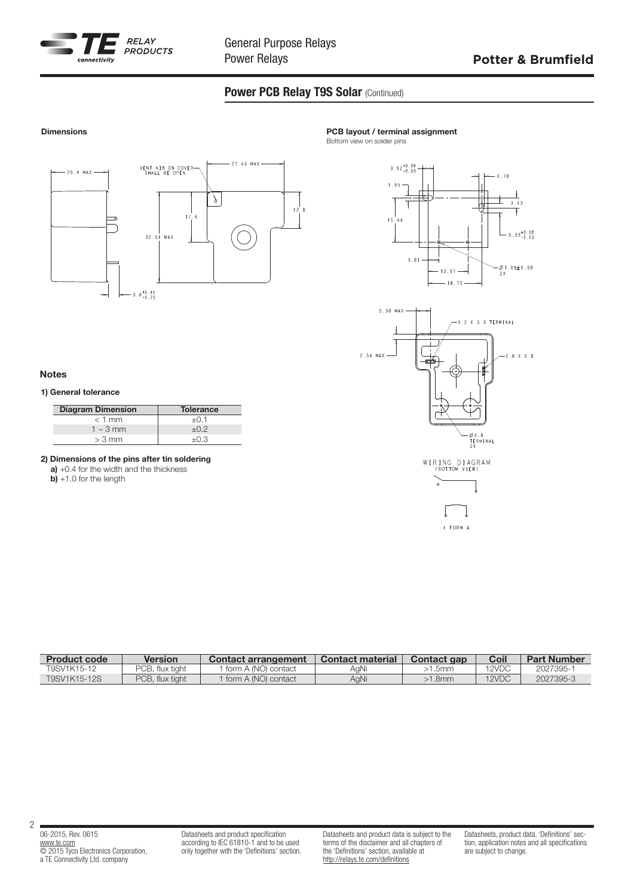## Power PCB Relay T9S Solar (Continued)

**Dimensions**

20.4 MAX

VENT NIB ON COVER SHALL BE OPEN.

27.43 MAX

12.8

17.6

32.51 MAX

$3.8^{+0.41}_{-0.25}$

**PCB layout / terminal assignment**

Bottom view on solder pins

$3.92^{+0.08}_{-0.03}$

1.95

1.78

3.43

15.44

$3.33^{+0.08}_{-0.03}$

3.81

Ø1.09±0.08 2X

13.97

18.75

5.38 MAX

1.2 X 3.3 TERMINAL

2.54 MAX

2.8 X 0.8

Ø0.8 TERMINAL 2X

WIRING DIAGRAM (BOTTOM VIEW)

1 FORM A

### Notes

**1) General tolerance**

| Diagram Dimension | Tolerance |
|---|---|
| < 1 mm | ±0.1 |
| 1 ~ 3 mm | ±0.2 |
| > 3 mm | ±0.3 |

**2) Dimensions of the pins after tin soldering**

**a)** +0.4 for the width and the thickness

**b)** +1.0 for the length

| Product code | Version | Contact arrangement | Contact material | Contact gap | Coil | Part Number |
|---|---|---|---|---|---|---|
| T9SV1K15-12 | PCB, flux tight | 1 form A (NO) contact | AgNi | >1.5mm | 12VDC | 2027395-1 |
| T9SV1K15-12S | PCB, flux tight | 1 form A (NO) contact | AgNi | >1.8mm | 12VDC | 2027395-3 |

06-2015, Rev. 0615
www.te.com
© 2015 Tyco Electronics Corporation,
a TE Connectivity Ltd. company

Datasheets and product specification according to IEC 61810-1 and to be used only together with the 'Definitions' section.

Datasheets and product data is subject to the terms of the disclaimer and all chapters of the 'Definitions' section, available at http://relays.te.com/definitions

Datasheets, product data, 'Definitions' section, application notes and all specifications are subject to change.